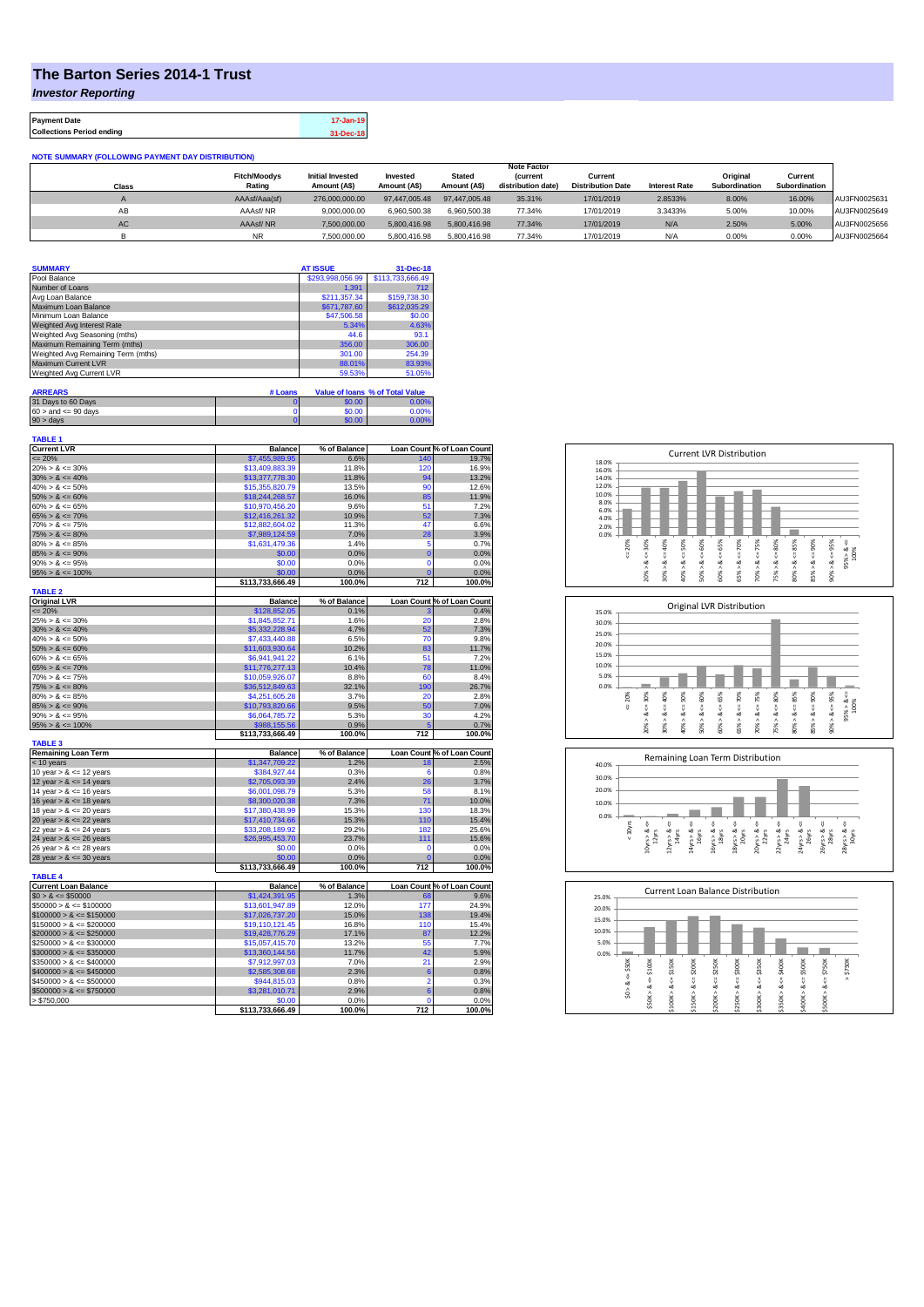# The Barton Series 2014-1 Trust

## *Investor Reporting*

| Payment Date | 17-Jan-19 |
|---|---|
| Collections Period ending | 31-Dec-18 |

**NOTE SUMMARY (FOLLOWING PAYMENT DAY DISTRIBUTION)**

| Class | Fitch/Moodys Rating | Initial Invested Amount (A$) | Invested Amount (A$) | Stated Amount (A$) | Note Factor (current distribution date) | Current Distribution Date | Interest Rate | Original Subordination | Current Subordination | |
|---|---|---|---|---|---|---|---|---|---|---|
| A | AAAsf/Aaa(sf) | 276,000,000.00 | 97,447,005.48 | 97,447,005.48 | 35.31% | 17/01/2019 | 2.8533% | 8.00% | 16.00% | AU3FN0025631 |
| AB | AAAsf/ NR | 9,000,000.00 | 6,960,500.38 | 6,960,500.38 | 77.34% | 17/01/2019 | 3.3433% | 5.00% | 10.00% | AU3FN0025649 |
| AC | AAAsf/ NR | 7,500,000.00 | 5,800,416.98 | 5,800,416.98 | 77.34% | 17/01/2019 | N/A | 2.50% | 5.00% | AU3FN0025656 |
| B | NR | 7,500,000.00 | 5,800,416.98 | 5,800,416.98 | 77.34% | 17/01/2019 | N/A | 0.00% | 0.00% | AU3FN0025664 |

| SUMMARY | AT ISSUE | 31-Dec-18 |
|---|---|---|
| Pool Balance | $293,998,056.99 | $113,733,666.49 |
| Number of Loans | 1,391 | 712 |
| Avg Loan Balance | $211,357.34 | $159,738.30 |
| Maximum Loan Balance | $671,787.60 | $612,035.29 |
| Minimum Loan Balance | $47,506.58 | $0.00 |
| Weighted Avg Interest Rate | 5.34% | 4.63% |
| Weighted Avg Seasoning (mths) | 44.6 | 93.1 |
| Maximum Remaining Term (mths) | 356.00 | 306.00 |
| Weighted Avg Remaining Term (mths) | 301.00 | 254.39 |
| Maximum Current LVR | 88.01% | 83.93% |
| Weighted Avg Current LVR | 59.53% | 51.05% |

| ARREARS | # Loans | Value of loans | % of Total Value |
|---|---|---|---|
| 31 Days to 60 Days | 0 | $0.00 | 0.00% |
| 60 > and <= 90 days | 0 | $0.00 | 0.00% |
| 90 > days | 0 | $0.00 | 0.00% |

**TABLE 1**

| Current LVR | Balance | % of Balance | Loan Count | % of Loan Count |
|---|---|---|---|---|
| <= 20% | $7,455,989.95 | 6.6% | 140 | 19.7% |
| 20% > & <= 30% | $13,409,883.39 | 11.8% | 120 | 16.9% |
| 30% > & <= 40% | $13,377,778.30 | 11.8% | 94 | 13.2% |
| 40% > & <= 50% | $15,355,820.79 | 13.5% | 90 | 12.6% |
| 50% > & <= 60% | $18,244,268.57 | 16.0% | 85 | 11.9% |
| 60% > & <= 65% | $10,970,456.20 | 9.6% | 51 | 7.2% |
| 65% > & <= 70% | $12,416,261.32 | 10.9% | 52 | 7.3% |
| 70% > & <= 75% | $12,882,604.02 | 11.3% | 47 | 6.6% |
| 75% > & <= 80% | $7,989,124.59 | 7.0% | 28 | 3.9% |
| 80% > & <= 85% | $1,631,479.36 | 1.4% | 5 | 0.7% |
| 85% > & <= 90% | $0.00 | 0.0% | 0 | 0.0% |
| 90% > & <= 95% | $0.00 | 0.0% | 0 | 0.0% |
| 95% > & <= 100% | $0.00 | 0.0% | 0 | 0.0% |
| | $113,733,666.49 | 100.0% | 712 | 100.0% |

**TABLE 2**

| Original LVR | Balance | % of Balance | Loan Count | % of Loan Count |
|---|---|---|---|---|
| <= 20% | $128,852.05 | 0.1% | 3 | 0.4% |
| 25% > & <= 30% | $1,845,852.71 | 1.6% | 20 | 2.8% |
| 30% > & <= 40% | $5,332,228.94 | 4.7% | 52 | 7.3% |
| 40% > & <= 50% | $7,433,440.88 | 6.5% | 70 | 9.8% |
| 50% > & <= 60% | $11,603,930.64 | 10.2% | 83 | 11.7% |
| 60% > & <= 65% | $6,941,941.22 | 6.1% | 51 | 7.2% |
| 65% > & <= 70% | $11,776,277.13 | 10.4% | 78 | 11.0% |
| 70% > & <= 75% | $10,059,926.07 | 8.8% | 60 | 8.4% |
| 75% > & <= 80% | $36,512,849.63 | 32.1% | 190 | 26.7% |
| 80% > & <= 85% | $4,251,605.28 | 3.7% | 20 | 2.8% |
| 85% > & <= 90% | $10,793,820.66 | 9.5% | 50 | 7.0% |
| 90% > & <= 95% | $6,064,785.72 | 5.3% | 30 | 4.2% |
| 95% > & <= 100% | $988,155.56 | 0.9% | 5 | 0.7% |
| | $113,733,666.49 | 100.0% | 712 | 100.0% |

**TABLE 3**

| Remaining Loan Term | Balance | % of Balance | Loan Count | % of Loan Count |
|---|---|---|---|---|
| < 10 years | $1,347,709.22 | 1.2% | 18 | 2.5% |
| 10 year > & <= 12 years | $384,927.44 | 0.3% | 6 | 0.8% |
| 12 year > & <= 14 years | $2,705,093.39 | 2.4% | 26 | 3.7% |
| 14 year > & <= 16 years | $6,001,098.79 | 5.3% | 58 | 8.1% |
| 16 year > & <= 18 years | $8,300,020.38 | 7.3% | 71 | 10.0% |
| 18 year > & <= 20 years | $17,380,438.99 | 15.3% | 130 | 18.3% |
| 20 year > & <= 22 years | $17,410,734.66 | 15.3% | 110 | 15.4% |
| 22 year > & <= 24 years | $33,208,189.92 | 29.2% | 182 | 25.6% |
| 24 year > & <= 26 years | $26,995,453.70 | 23.7% | 111 | 15.6% |
| 26 year > & <= 28 years | $0.00 | 0.0% | 0 | 0.0% |
| 28 year > & <= 30 years | $0.00 | 0.0% | 0 | 0.0% |
| | $113,733,666.49 | 100.0% | 712 | 100.0% |

**TABLE 4**

| Current Loan Balance | Balance | % of Balance | Loan Count | % of Loan Count |
|---|---|---|---|---|
| $0 > & <= $50000 | $1,424,391.95 | 1.3% | 68 | 9.6% |
| $50000 > & <= $100000 | $13,601,947.89 | 12.0% | 177 | 24.9% |
| $100000 > & <= $150000 | $17,026,737.20 | 15.0% | 138 | 19.4% |
| $150000 > & <= $200000 | $19,110,121.45 | 16.8% | 110 | 15.4% |
| $200000 > & <= $250000 | $19,428,776.29 | 17.1% | 87 | 12.2% |
| $250000 > & <= $300000 | $15,057,415.70 | 13.2% | 55 | 7.7% |
| $300000 > & <= $350000 | $13,360,144.56 | 11.7% | 42 | 5.9% |
| $350000 > & <= $400000 | $7,912,997.03 | 7.0% | 21 | 2.9% |
| $400000 > & <= $450000 | $2,585,308.68 | 2.3% | 6 | 0.8% |
| $450000 > & <= $500000 | $944,815.03 | 0.8% | 2 | 0.3% |
| $500000 > & <= $750000 | $3,281,010.71 | 2.9% | 6 | 0.8% |
| > $750,000 | $0.00 | 0.0% | 0 | 0.0% |
| | $113,733,666.49 | 100.0% | 712 | 100.0% |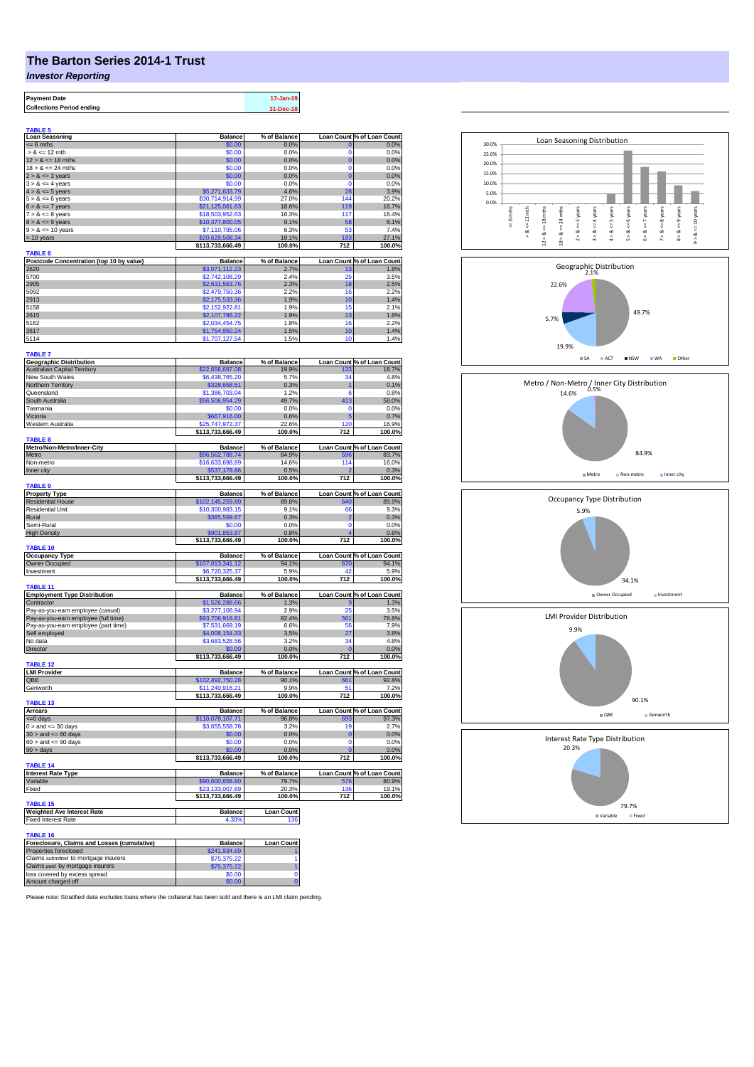# The Barton Series 2014-1 Trust

***Investor Reporting***

| | |
|---|---|
| **Payment Date** | 17-Jan-19 |
| **Collections Period ending** | 31-Dec-18 |

**TABLE 5**

| Loan Seasoning | Balance | % of Balance | Loan Count | % of Loan Count |
|---|---|---|---|---|
| <= 6 mths | $0.00 | 0.0% | 0 | 0.0% |
| > & <= 12 mth | $0.00 | 0.0% | 0 | 0.0% |
| 12 > & <= 18 mths | $0.00 | 0.0% | 0 | 0.0% |
| 18 > & <= 24 mths | $0.00 | 0.0% | 0 | 0.0% |
| 2 > & <= 3 years | $0.00 | 0.0% | 0 | 0.0% |
| 3 > & <= 4 years | $0.00 | 0.0% | 0 | 0.0% |
| 4 > & <= 5 years | $5,271,633.79 | 4.6% | 28 | 3.9% |
| 5 > & <= 6 years | $30,714,914.99 | 27.0% | 144 | 20.2% |
| 6 > & <= 7 years | $21,125,061.63 | 18.6% | 119 | 16.7% |
| 7 > & <= 8 years | $18,503,952.63 | 16.3% | 117 | 16.4% |
| 8 > & <= 9 years | $10,377,800.05 | 9.1% | 58 | 8.1% |
| 9 > & <= 10 years | $7,110,795.06 | 6.3% | 53 | 7.4% |
| > 10 years | $20,629,508.34 | 18.1% | 193 | 27.1% |
| | $113,733,666.49 | 100.0% | 712 | 100.0% |

**TABLE 6**

| Postcode Concentration (top 10 by value) | Balance | % of Balance | Loan Count | % of Loan Count |
|---|---|---|---|---|
| 2620 | $3,071,112.23 | 2.7% | 13 | 1.8% |
| 5700 | $2,742,108.29 | 2.4% | 25 | 3.5% |
| 2905 | $2,631,563.76 | 2.3% | 18 | 2.5% |
| 5092 | $2,479,750.36 | 2.2% | 16 | 2.2% |
| 2913 | $2,175,533.36 | 1.9% | 10 | 1.4% |
| 5158 | $2,152,922.81 | 1.9% | 15 | 2.1% |
| 2615 | $2,107,786.22 | 1.9% | 13 | 1.8% |
| 5162 | $2,034,454.75 | 1.8% | 16 | 2.2% |
| 2617 | $1,754,950.24 | 1.5% | 10 | 1.4% |
| 5114 | $1,707,127.54 | 1.5% | 10 | 1.4% |

**TABLE 7**

| Geographic Distribution | Balance | % of Balance | Loan Count | % of Loan Count |
|---|---|---|---|---|
| Australian Capital Territory | $22,656,697.08 | 19.9% | 133 | 18.7% |
| New South Wales | $6,438,765.20 | 5.7% | 34 | 4.8% |
| Northern Territory | $328,658.51 | 0.3% | 1 | 0.1% |
| Queensland | $1,386,703.04 | 1.2% | 6 | 0.8% |
| South Australia | $56,506,954.29 | 49.7% | 413 | 58.0% |
| Tasmania | $0.00 | 0.0% | 0 | 0.0% |
| Victoria | $667,916.00 | 0.6% | 5 | 0.7% |
| Western Australia | $25,747,972.37 | 22.6% | 120 | 16.9% |
| | $113,733,666.49 | 100.0% | 712 | 100.0% |

**TABLE 8**

| Metro/Non-Metro/Inner-City | Balance | % of Balance | Loan Count | % of Loan Count |
|---|---|---|---|---|
| Metro | $96,562,788.74 | 84.9% | 596 | 83.7% |
| Non-metro | $16,633,698.89 | 14.6% | 114 | 16.0% |
| Inner city | $537,178.86 | 0.5% | 2 | 0.3% |
| | $113,733,666.49 | 100.0% | 712 | 100.0% |

**TABLE 9**

| Property Type | Balance | % of Balance | Loan Count | % of Loan Count |
|---|---|---|---|---|
| Residential House | $102,145,259.80 | 89.8% | 640 | 89.9% |
| Residential Unit | $10,300,983.15 | 9.1% | 66 | 9.3% |
| Rural | $385,569.67 | 0.3% | 2 | 0.3% |
| Semi-Rural | $0.00 | 0.0% | 0 | 0.0% |
| High Density | $901,853.87 | 0.8% | 4 | 0.6% |
| | $113,733,666.49 | 100.0% | 712 | 100.0% |

**TABLE 10**

| Occupancy Type | Balance | % of Balance | Loan Count | % of Loan Count |
|---|---|---|---|---|
| Owner Occupied | $107,013,341.12 | 94.1% | 670 | 94.1% |
| Investment | $6,720,325.37 | 5.9% | 42 | 5.9% |
| | $113,733,666.49 | 100.0% | 712 | 100.0% |

**TABLE 11**

| Employment Type Distribution | Balance | % of Balance | Loan Count | % of Loan Count |
|---|---|---|---|---|
| Contractor | $1,526,288.66 | 1.3% | 9 | 1.3% |
| Pay-as-you-earn employee (casual) | $3,277,106.94 | 2.9% | 25 | 3.5% |
| Pay-as-you-earn employee (full time) | $93,706,918.81 | 82.4% | 561 | 78.8% |
| Pay-as-you-earn employee (part time) | $7,531,669.19 | 6.6% | 56 | 7.9% |
| Self employed | $4,008,154.33 | 3.5% | 27 | 3.8% |
| No data | $3,683,528.56 | 3.2% | 34 | 4.8% |
| Director | $0.00 | 0.0% | 0 | 0.0% |
| | $113,733,666.49 | 100.0% | 712 | 100.0% |

**TABLE 12**

| LMI Provider | Balance | % of Balance | Loan Count | % of Loan Count |
|---|---|---|---|---|
| QBE | $102,492,750.28 | 90.1% | 661 | 92.8% |
| Genworth | $11,240,916.21 | 9.9% | 51 | 7.2% |
| | $113,733,666.49 | 100.0% | 712 | 100.0% |

**TABLE 13**

| Arrears | Balance | % of Balance | Loan Count | % of Loan Count |
|---|---|---|---|---|
| <=0 days | $110,078,107.71 | 96.8% | 693 | 97.3% |
| 0 > and <= 30 days | $3,655,558.78 | 3.2% | 19 | 2.7% |
| 30 > and <= 60 days | $0.00 | 0.0% | 0 | 0.0% |
| 60 > and <= 90 days | $0.00 | 0.0% | 0 | 0.0% |
| 90 > days | $0.00 | 0.0% | 0 | 0.0% |
| | $113,733,666.49 | 100.0% | 712 | 100.0% |

**TABLE 14**

| Interest Rate Type | Balance | % of Balance | Loan Count | % of Loan Count |
|---|---|---|---|---|
| Variable | $90,600,658.80 | 79.7% | 576 | 80.9% |
| Fixed | $23,133,007.69 | 20.3% | 136 | 19.1% |
| | $113,733,666.49 | 100.0% | 712 | 100.0% |

**TABLE 15**

| Weighted Ave Interest Rate | Balance | Loan Count |
|---|---|---|
| Fixed Interest Rate | 4.30% | 136 |

**TABLE 16**

| Foreclosure, Claims and Losses (cumulative) | Balance | Loan Count |
|---|---|---|
| Properties foreclosed | $241,934.69 | 1 |
| Claims *submitted* to mortgage insurers | $75,375.22 | 1 |
| Claims *paid* by mortgage insurers | $75,375.22 | 1 |
| loss covered by excess spread | $0.00 | 0 |
| Amount charged off | $0.00 | 0 |

Please note: Stratified data excludes loans where the collateral has been sold and there is an LMI claim pending.

Loan Seasoning Distribution
30.0%
25.0%
20.0%
15.0%
10.0%
5.0%
0.0%
<= 6 mths
> & <= 12 mth
12 > & <= 18 mths
18 > & <= 24 mths
2 > & <= 3 years
3 > & <= 4 years
4 > & <= 5 years
5 > & <= 6 years
6 > & <= 7 years
7 > & <= 8 years
8 > & <= 9 years
9 > & <= 10 years

Geographic Distribution
2.1%
22.6%
5.7%
19.9%
49.7%
SA ACT NSW WA Other

Metro / Non-Metro / Inner City Distribution
0.5%
14.6%
84.9%
Metro Non-metro Inner city

Occupancy Type Distribution
5.9%
94.1%
Owner Occupied Investment

LMI Provider Distribution
9.9%
90.1%
QBE Genworth

Interest Rate Type Distribution
20.3%
79.7%
Variable Fixed